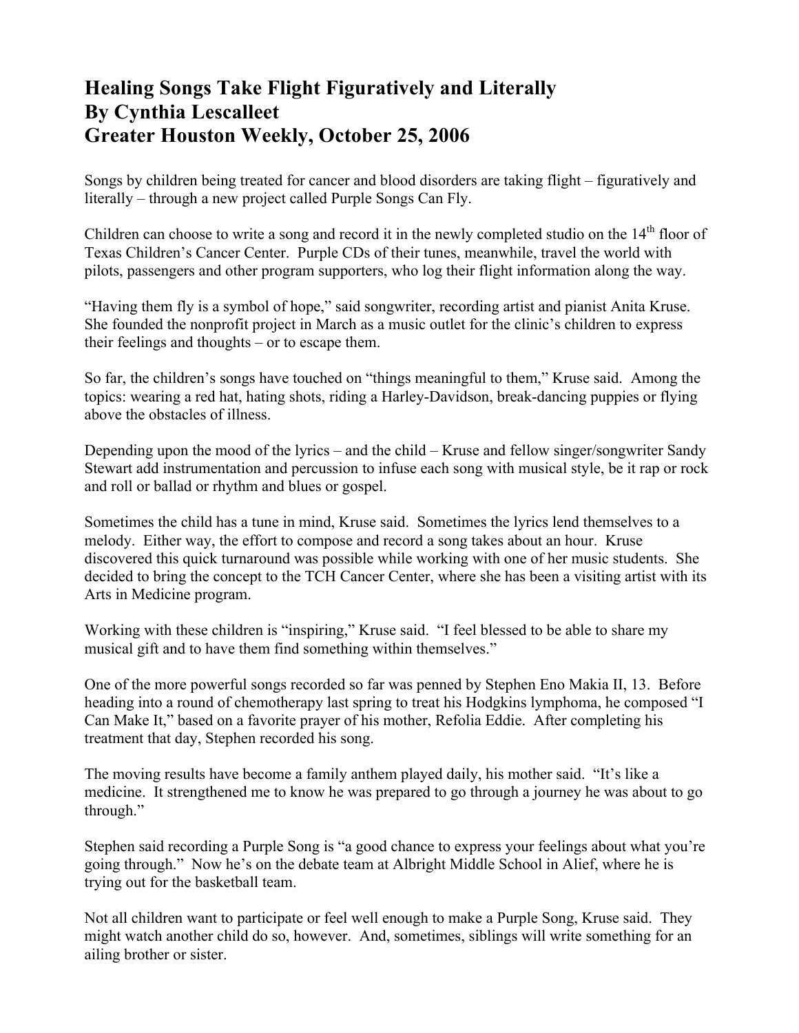# Healing Songs Take Flight Figuratively and Literally
## By Cynthia Lescalleet
## Greater Houston Weekly, October 25, 2006

Songs by children being treated for cancer and blood disorders are taking flight – figuratively and literally – through a new project called Purple Songs Can Fly.

Children can choose to write a song and record it in the newly completed studio on the 14th floor of Texas Children's Cancer Center. Purple CDs of their tunes, meanwhile, travel the world with pilots, passengers and other program supporters, who log their flight information along the way.

"Having them fly is a symbol of hope," said songwriter, recording artist and pianist Anita Kruse. She founded the nonprofit project in March as a music outlet for the clinic's children to express their feelings and thoughts – or to escape them.

So far, the children's songs have touched on "things meaningful to them," Kruse said. Among the topics: wearing a red hat, hating shots, riding a Harley-Davidson, break-dancing puppies or flying above the obstacles of illness.

Depending upon the mood of the lyrics – and the child – Kruse and fellow singer/songwriter Sandy Stewart add instrumentation and percussion to infuse each song with musical style, be it rap or rock and roll or ballad or rhythm and blues or gospel.

Sometimes the child has a tune in mind, Kruse said. Sometimes the lyrics lend themselves to a melody. Either way, the effort to compose and record a song takes about an hour. Kruse discovered this quick turnaround was possible while working with one of her music students. She decided to bring the concept to the TCH Cancer Center, where she has been a visiting artist with its Arts in Medicine program.

Working with these children is "inspiring," Kruse said. "I feel blessed to be able to share my musical gift and to have them find something within themselves."

One of the more powerful songs recorded so far was penned by Stephen Eno Makia II, 13. Before heading into a round of chemotherapy last spring to treat his Hodgkins lymphoma, he composed "I Can Make It," based on a favorite prayer of his mother, Refolia Eddie. After completing his treatment that day, Stephen recorded his song.

The moving results have become a family anthem played daily, his mother said. "It's like a medicine. It strengthened me to know he was prepared to go through a journey he was about to go through."

Stephen said recording a Purple Song is "a good chance to express your feelings about what you're going through." Now he's on the debate team at Albright Middle School in Alief, where he is trying out for the basketball team.

Not all children want to participate or feel well enough to make a Purple Song, Kruse said. They might watch another child do so, however. And, sometimes, siblings will write something for an ailing brother or sister.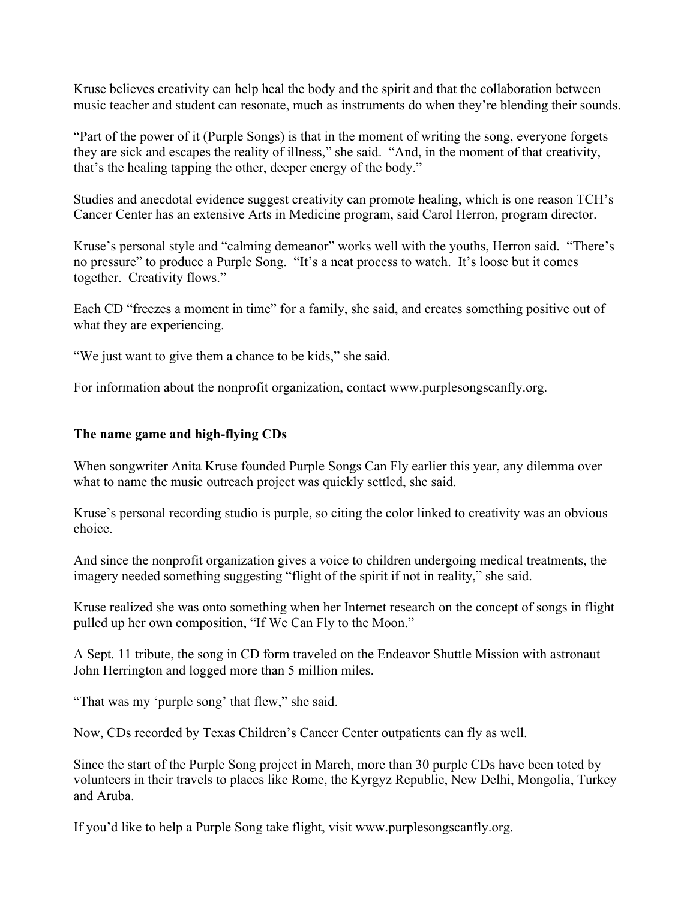Kruse believes creativity can help heal the body and the spirit and that the collaboration between music teacher and student can resonate, much as instruments do when they're blending their sounds.

"Part of the power of it (Purple Songs) is that in the moment of writing the song, everyone forgets they are sick and escapes the reality of illness," she said. "And, in the moment of that creativity, that's the healing tapping the other, deeper energy of the body."

Studies and anecdotal evidence suggest creativity can promote healing, which is one reason TCH's Cancer Center has an extensive Arts in Medicine program, said Carol Herron, program director.

Kruse's personal style and "calming demeanor" works well with the youths, Herron said. "There's no pressure" to produce a Purple Song. "It's a neat process to watch. It's loose but it comes together. Creativity flows."

Each CD "freezes a moment in time" for a family, she said, and creates something positive out of what they are experiencing.

"We just want to give them a chance to be kids," she said.

For information about the nonprofit organization, contact www.purplesongscanfly.org.

**The name game and high-flying CDs**

When songwriter Anita Kruse founded Purple Songs Can Fly earlier this year, any dilemma over what to name the music outreach project was quickly settled, she said.

Kruse's personal recording studio is purple, so citing the color linked to creativity was an obvious choice.

And since the nonprofit organization gives a voice to children undergoing medical treatments, the imagery needed something suggesting "flight of the spirit if not in reality," she said.

Kruse realized she was onto something when her Internet research on the concept of songs in flight pulled up her own composition, "If We Can Fly to the Moon."

A Sept. 11 tribute, the song in CD form traveled on the Endeavor Shuttle Mission with astronaut John Herrington and logged more than 5 million miles.

"That was my 'purple song' that flew," she said.

Now, CDs recorded by Texas Children's Cancer Center outpatients can fly as well.

Since the start of the Purple Song project in March, more than 30 purple CDs have been toted by volunteers in their travels to places like Rome, the Kyrgyz Republic, New Delhi, Mongolia, Turkey and Aruba.

If you'd like to help a Purple Song take flight, visit www.purplesongscanfly.org.